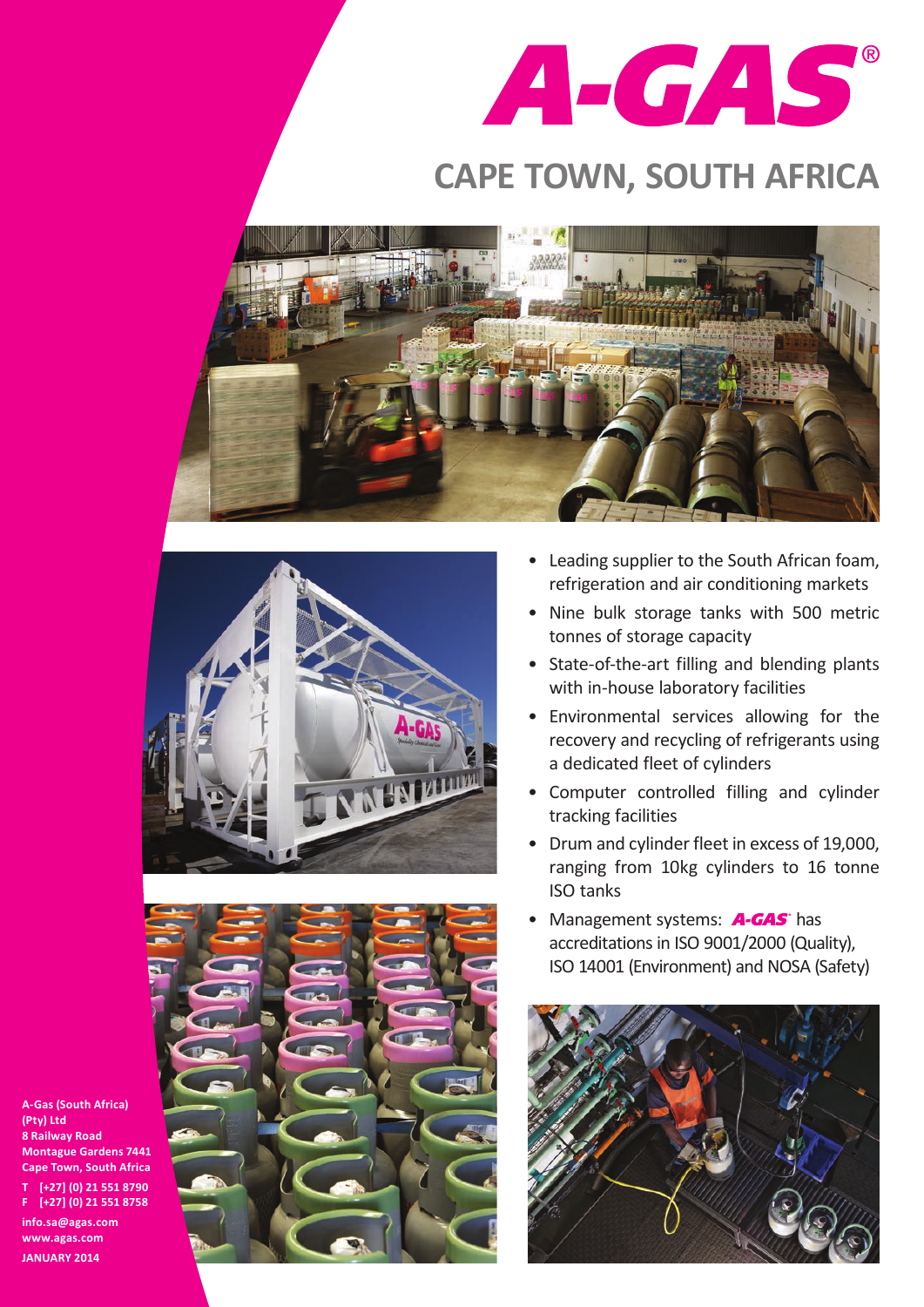# A-GAS®

## CAPE TOWN, SOUTH AFRICA

- Leading supplier to the South African foam, refrigeration and air conditioning markets
- Nine bulk storage tanks with 500 metric tonnes of storage capacity
- State-of-the-art filling and blending plants with in-house laboratory facilities
- Environmental services allowing for the recovery and recycling of refrigerants using a dedicated fleet of cylinders
- Computer controlled filling and cylinder tracking facilities
- Drum and cylinder fleet in excess of 19,000, ranging from 10kg cylinders to 16 tonne ISO tanks
- Management systems: A-GAS® has accreditations in ISO 9001/2000 (Quality), ISO 14001 (Environment) and NOSA (Safety)

**A-Gas (South Africa) (Pty) Ltd**
**8 Railway Road**
**Montague Gardens 7441**
**Cape Town, South Africa**

**T [+27] (0) 21 551 8790**
**F [+27] (0) 21 551 8758**

**info.sa@agas.com**
**www.agas.com**

**JANUARY 2014**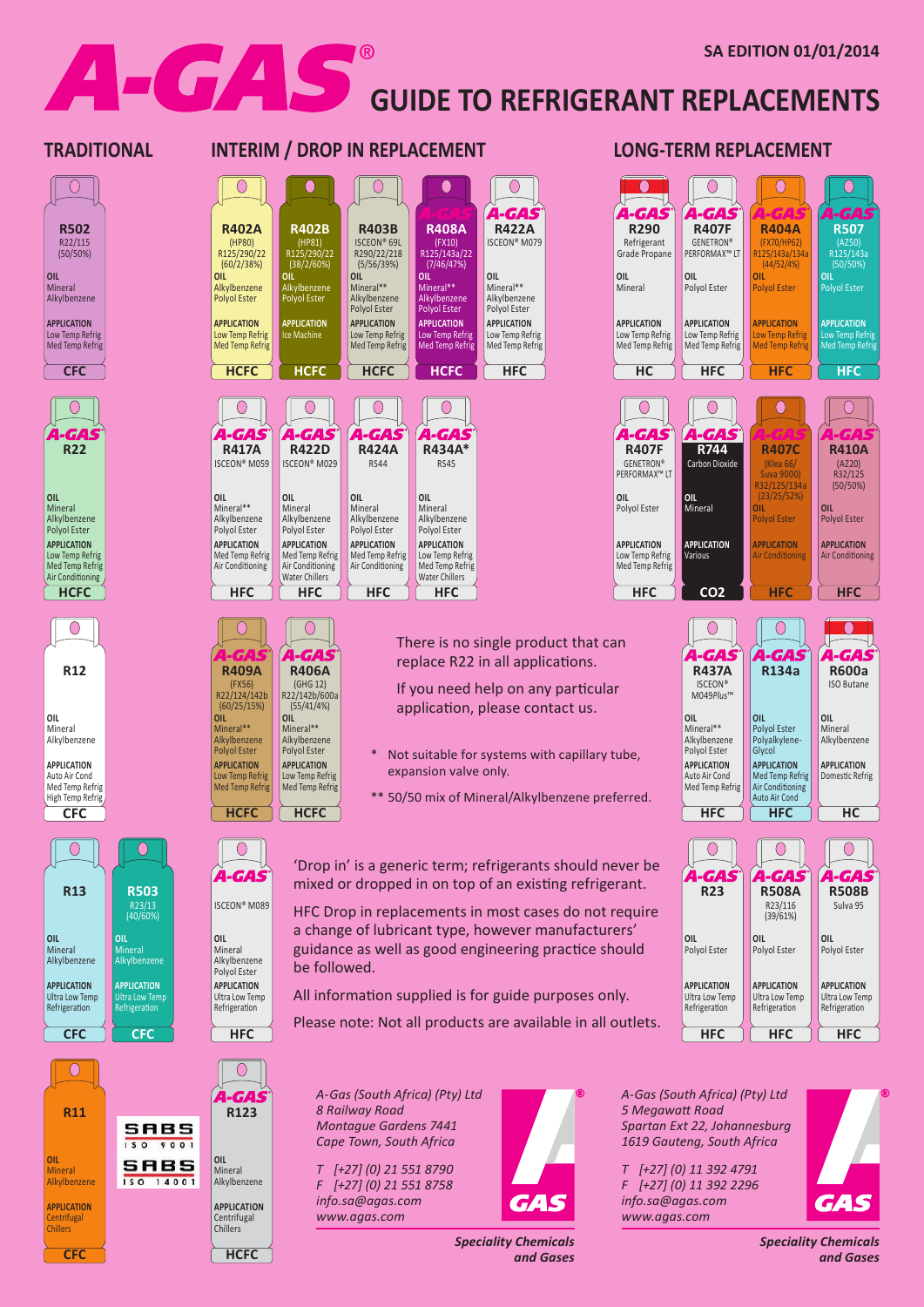# A-GAS® GUIDE TO REFRIGERANT REPLACEMENTS

**SA EDITION 01/01/2014**

## TRADITIONAL

**R502**
R22/115
(50/50%)
OIL: Mineral, Alkylbenzene
APPLICATION: Low Temp Refrig, Med Temp Refrig
CFC

**R22**
OIL: Mineral, Alkylbenzene, Polyol Ester
APPLICATION: Low Temp Refrig, Med Temp Refrig, Air Conditioning
HCFC

**R12**
OIL: Mineral, Alkylbenzene
APPLICATION: Auto Air Cond, Med Temp Refrig, High Temp Refrig
CFC

**R13**
OIL: Mineral, Alkylbenzene
APPLICATION: Ultra Low Temp Refrigeration
CFC

**R503**
R23/13
(40/60%)
OIL: Mineral, Alkylbenzene
APPLICATION: Ultra Low Temp Refrigeration
CFC

**R11**
OIL: Mineral, Alkylbenzene
APPLICATION: Centrifugal Chillers
CFC

SABS ISO 9001
SABS ISO 14001

## INTERIM / DROP IN REPLACEMENT

**R402A**
(HP80)
R125/290/22
(60/2/38%)
OIL: Alkylbenzene, Polyol Ester
APPLICATION: Low Temp Refrig, Med Temp Refrig
HCFC

**R402B**
(HP81)
R125/290/22
(38/2/60%)
OIL: Alkylbenzene, Polyol Ester
APPLICATION: Ice Machine
HCFC

**R403B**
ISCEON® 69L
R290/22/218
(5/56/39%)
OIL: Mineral**, Alkylbenzene, Polyol Ester
APPLICATION: Low Temp Refrig, Med Temp Refrig
HCFC

**R408A**
(FX10)
R125/143a/22
(7/46/47%)
OIL: Mineral**, Alkylbenzene, Polyol Ester
APPLICATION: Low Temp Refrig, Med Temp Refrig
HCFC

**R422A**
ISCEON® M079
OIL: Mineral**, Alkylbenzene, Polyol Ester
APPLICATION: Low Temp Refrig, Med Temp Refrig
HFC

**R417A**
ISCEON® M059
OIL: Mineral**, Alkylbenzene, Polyol Ester
APPLICATION: Med Temp Refrig, Air Conditioning
HFC

**R422D**
ISCEON® M029
OIL: Mineral, Alkylbenzene, Polyol Ester
APPLICATION: Med Temp Refrig, Air Conditioning, Water Chillers
HFC

**R424A**
RS44
OIL: Mineral, Alkylbenzene, Polyol Ester
APPLICATION: Med Temp Refrig, Air Conditioning
HFC

**R434A***
RS45
OIL: Mineral, Alkylbenzene, Polyol Ester
APPLICATION: Low Temp Refrig, Med Temp Refrig, Water Chillers
HFC

**R409A**
(FX56)
R22/124/142b
(60/25/15%)
OIL: Mineral**, Alkylbenzene, Polyol Ester
APPLICATION: Low Temp Refrig, Med Temp Refrig
HCFC

**R406A**
(GHG 12)
R22/142b/600a
(55/41/4%)
OIL: Mineral**, Alkylbenzene, Polyol Ester
APPLICATION: Low Temp Refrig, Med Temp Refrig
HCFC

**ISCEON® M089**
OIL: Mineral, Alkylbenzene, Polyol Ester
APPLICATION: Ultra Low Temp Refrigeration
HFC

**R123**
OIL: Mineral, Alkylbenzene
APPLICATION: Centrifugal Chillers
HCFC

There is no single product that can replace R22 in all applications.

If you need help on any particular application, please contact us.

\* Not suitable for systems with capillary tube, expansion valve only.

** 50/50 mix of Mineral/Alkylbenzene preferred.

'Drop in' is a generic term; refrigerants should never be mixed or dropped in on top of an existing refrigerant.

HFC Drop in replacements in most cases do not require a change of lubricant type, however manufacturers' guidance as well as good engineering practice should be followed.

All information supplied is for guide purposes only.

Please note: Not all products are available in all outlets.

## LONG-TERM REPLACEMENT

**R290**
Refrigerant Grade Propane
OIL: Mineral
APPLICATION: Low Temp Refrig, Med Temp Refrig
HC

**R407F**
GENETRON® PERFORMAX™ LT
OIL: Polyol Ester
APPLICATION: Low Temp Refrig, Med Temp Refrig
HFC

**R404A**
(FX70/HP62)
R125/143a/134a
(44/52/4%)
OIL: Polyol Ester
APPLICATION: Low Temp Refrig, Med Temp Refrig
HFC

**R507**
(AZ50)
R125/143a
(50/50%)
OIL: Polyol Ester
APPLICATION: Low Temp Refrig, Med Temp Refrig
HFC

**R407F**
GENETRON® PERFORMAX™ LT
OIL: Polyol Ester
APPLICATION: Low Temp Refrig, Med Temp Refrig
HFC

**R744**
Carbon Dioxide
OIL: Mineral
APPLICATION: Various
$CO_2$

**R407C**
(Klea 66/ Suva 9000)
R32/125/134a
(23/25/52%)
OIL: Polyol Ester
APPLICATION: Air Conditioning
HFC

**R410A**
(AZ20)
R32/125
(50/50%)
OIL: Polyol Ester
APPLICATION: Air Conditioning
HFC

**R437A**
ISCEON® M049*Plus*™
OIL: Mineral**, Alkylbenzene, Polyol Ester
APPLICATION: Auto Air Cond, Med Temp Refrig
HFC

**R134a**
OIL: Polyol Ester, Polyalkylene-Glycol
APPLICATION: Med Temp Refrig, Air Conditioning, Auto Air Cond
HFC

**R600a**
ISO Butane
OIL: Mineral, Alkylbenzene
APPLICATION: Domestic Refrig
HC

**R23**
OIL: Polyol Ester
APPLICATION: Ultra Low Temp Refrigeration
HFC

**R508A**
R23/116
(39/61%)
OIL: Polyol Ester
APPLICATION: Ultra Low Temp Refrigeration
HFC

**R508B**
Sulva 95
OIL: Polyol Ester
APPLICATION: Ultra Low Temp Refrigeration
HFC

*A-Gas (South Africa) (Pty) Ltd*
*8 Railway Road*
*Montague Gardens 7441*
*Cape Town, South Africa*

*T [+27] (0) 21 551 8790*
*F [+27] (0) 21 551 8758*
*info.sa@agas.com*
*www.agas.com*

***Speciality Chemicals and Gases***

*A-Gas (South Africa) (Pty) Ltd*
*5 Megawatt Road*
*Spartan Ext 22, Johannesburg*
*1619 Gauteng, South Africa*

*T [+27] (0) 11 392 4791*
*F [+27] (0) 11 392 2296*
*info.sa@agas.com*
*www.agas.com*

***Speciality Chemicals and Gases***